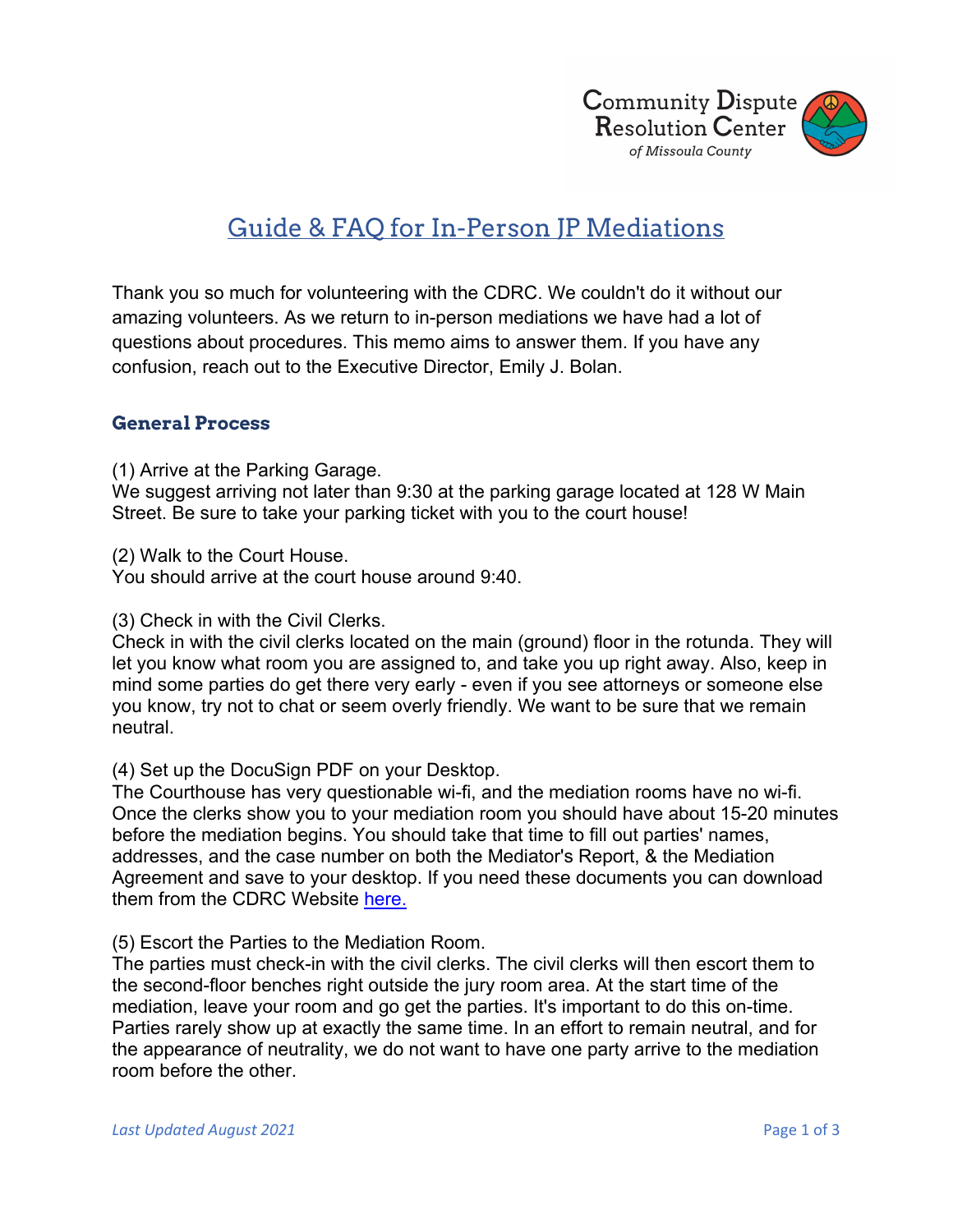Community Dispute Resolution Center of Missoula County

# Guide & FAQ for In-Person JP Mediations

Thank you so much for volunteering with the CDRC. We couldn't do it without our amazing volunteers. As we return to in-person mediations we have had a lot of questions about procedures. This memo aims to answer them. If you have any confusion, reach out to the Executive Director, Emily J. Bolan.

## General Process

(1) Arrive at the Parking Garage.
We suggest arriving not later than 9:30 at the parking garage located at 128 W Main Street. Be sure to take your parking ticket with you to the court house!

(2) Walk to the Court House.
You should arrive at the court house around 9:40.

(3) Check in with the Civil Clerks.
Check in with the civil clerks located on the main (ground) floor in the rotunda. They will let you know what room you are assigned to, and take you up right away. Also, keep in mind some parties do get there very early - even if you see attorneys or someone else you know, try not to chat or seem overly friendly. We want to be sure that we remain neutral.

(4) Set up the DocuSign PDF on your Desktop.
The Courthouse has very questionable wi-fi, and the mediation rooms have no wi-fi. Once the clerks show you to your mediation room you should have about 15-20 minutes before the mediation begins. You should take that time to fill out parties' names, addresses, and the case number on both the Mediator's Report, & the Mediation Agreement and save to your desktop. If you need these documents you can download them from the CDRC Website here.

(5) Escort the Parties to the Mediation Room.
The parties must check-in with the civil clerks. The civil clerks will then escort them to the second-floor benches right outside the jury room area. At the start time of the mediation, leave your room and go get the parties. It's important to do this on-time. Parties rarely show up at exactly the same time. In an effort to remain neutral, and for the appearance of neutrality, we do not want to have one party arrive to the mediation room before the other.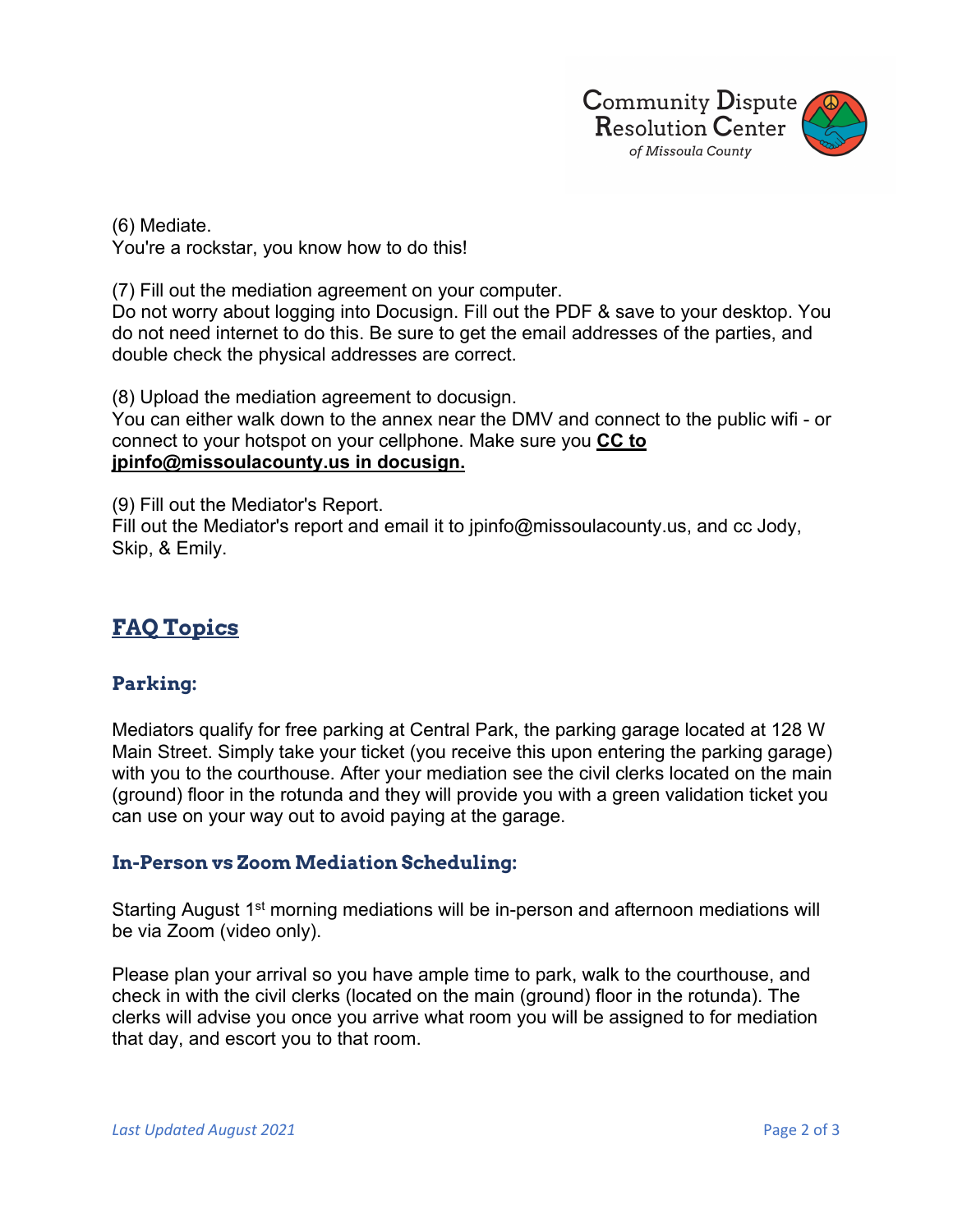(6) Mediate.
You're a rockstar, you know how to do this!

(7) Fill out the mediation agreement on your computer.
Do not worry about logging into Docusign. Fill out the PDF & save to your desktop. You do not need internet to do this. Be sure to get the email addresses of the parties, and double check the physical addresses are correct.

(8) Upload the mediation agreement to docusign.
You can either walk down to the annex near the DMV and connect to the public wifi - or connect to your hotspot on your cellphone. Make sure you **CC to jpinfo@missoulacounty.us in docusign.**

(9) Fill out the Mediator's Report.
Fill out the Mediator's report and email it to jpinfo@missoulacounty.us, and cc Jody, Skip, & Emily.

## FAQ Topics

### Parking:

Mediators qualify for free parking at Central Park, the parking garage located at 128 W Main Street. Simply take your ticket (you receive this upon entering the parking garage) with you to the courthouse. After your mediation see the civil clerks located on the main (ground) floor in the rotunda and they will provide you with a green validation ticket you can use on your way out to avoid paying at the garage.

### In-Person vs Zoom Mediation Scheduling:

Starting August 1st morning mediations will be in-person and afternoon mediations will be via Zoom (video only).

Please plan your arrival so you have ample time to park, walk to the courthouse, and check in with the civil clerks (located on the main (ground) floor in the rotunda). The clerks will advise you once you arrive what room you will be assigned to for mediation that day, and escort you to that room.

*Last Updated August 2021*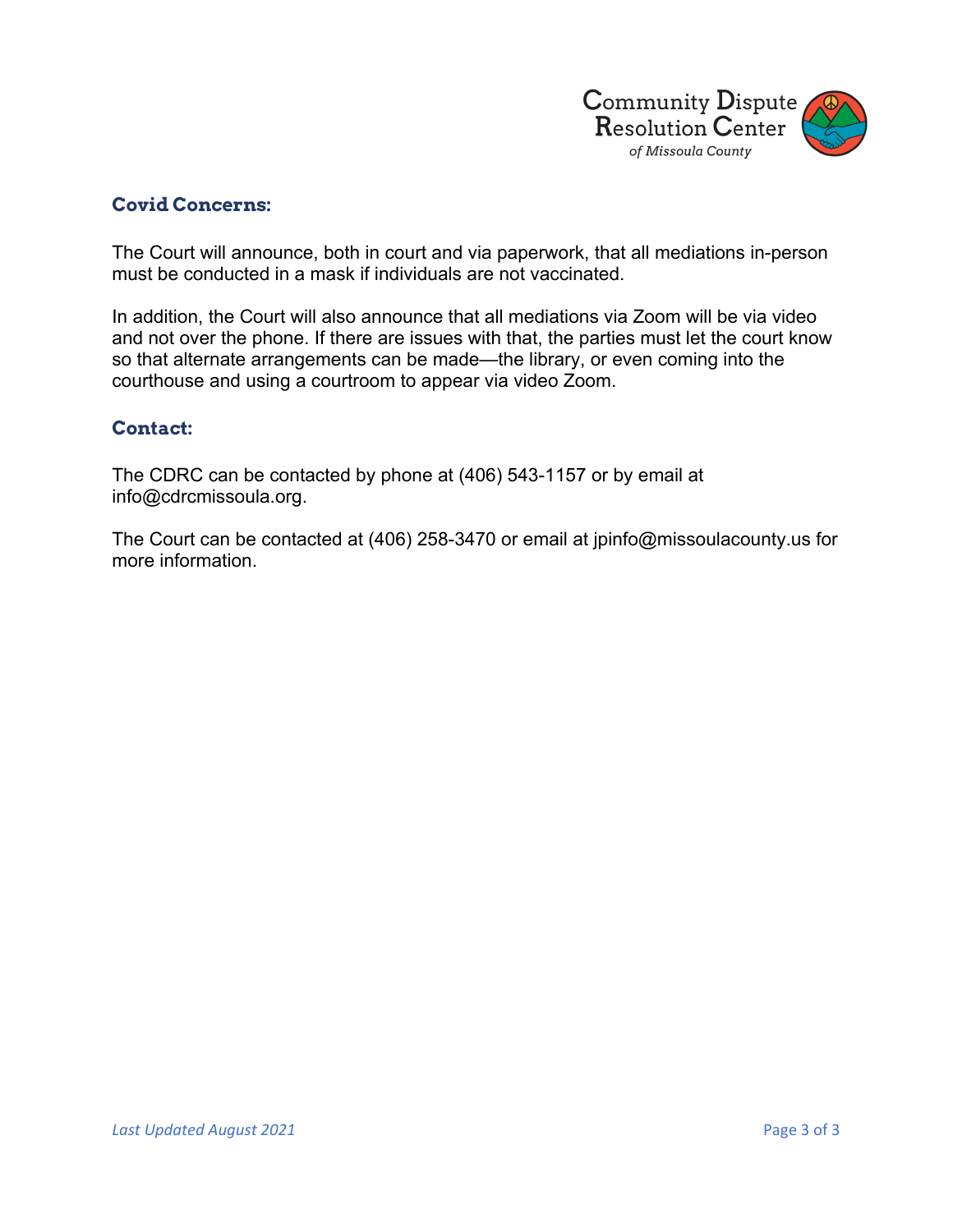## Covid Concerns:

The Court will announce, both in court and via paperwork, that all mediations in-person must be conducted in a mask if individuals are not vaccinated.

In addition, the Court will also announce that all mediations via Zoom will be via video and not over the phone. If there are issues with that, the parties must let the court know so that alternate arrangements can be made—the library, or even coming into the courthouse and using a courtroom to appear via video Zoom.

## Contact:

The CDRC can be contacted by phone at (406) 543-1157 or by email at info@cdrcmissoula.org.

The Court can be contacted at (406) 258-3470 or email at jpinfo@missoulacounty.us for more information.

*Last Updated August 2021*